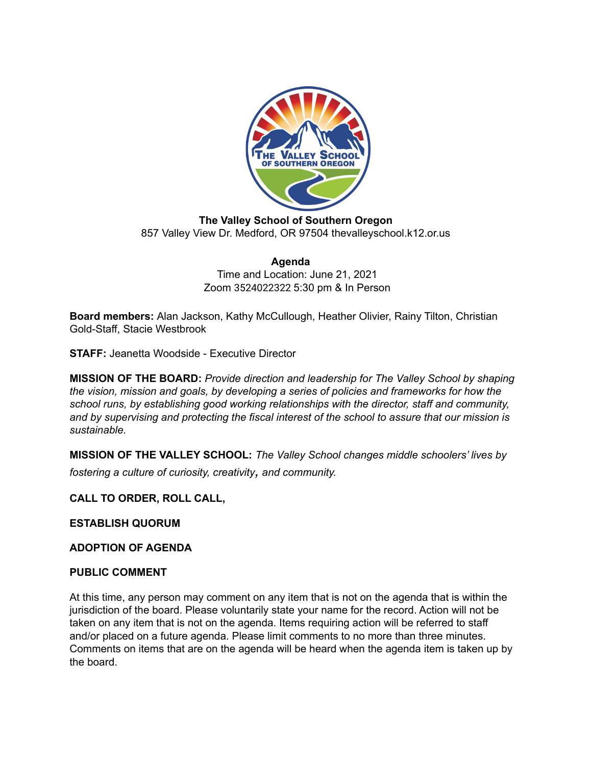**The Valley School of Southern Oregon**
857 Valley View Dr. Medford, OR 97504 thevalleyschool.k12.or.us

**Agenda**
Time and Location: June 21, 2021
Zoom 3524022322 5:30 pm & In Person

**Board members:** Alan Jackson, Kathy McCullough, Heather Olivier, Rainy Tilton, Christian Gold-Staff, Stacie Westbrook

**STAFF:** Jeanetta Woodside - Executive Director

**MISSION OF THE BOARD:** *Provide direction and leadership for The Valley School by shaping the vision, mission and goals, by developing a series of policies and frameworks for how the school runs, by establishing good working relationships with the director, staff and community, and by supervising and protecting the fiscal interest of the school to assure that our mission is sustainable.*

**MISSION OF THE VALLEY SCHOOL:** *The Valley School changes middle schoolers' lives by fostering a culture of curiosity, creativity, and community.*

**CALL TO ORDER, ROLL CALL,**

**ESTABLISH QUORUM**

**ADOPTION OF AGENDA**

**PUBLIC COMMENT**

At this time, any person may comment on any item that is not on the agenda that is within the jurisdiction of the board. Please voluntarily state your name for the record. Action will not be taken on any item that is not on the agenda. Items requiring action will be referred to staff and/or placed on a future agenda. Please limit comments to no more than three minutes. Comments on items that are on the agenda will be heard when the agenda item is taken up by the board.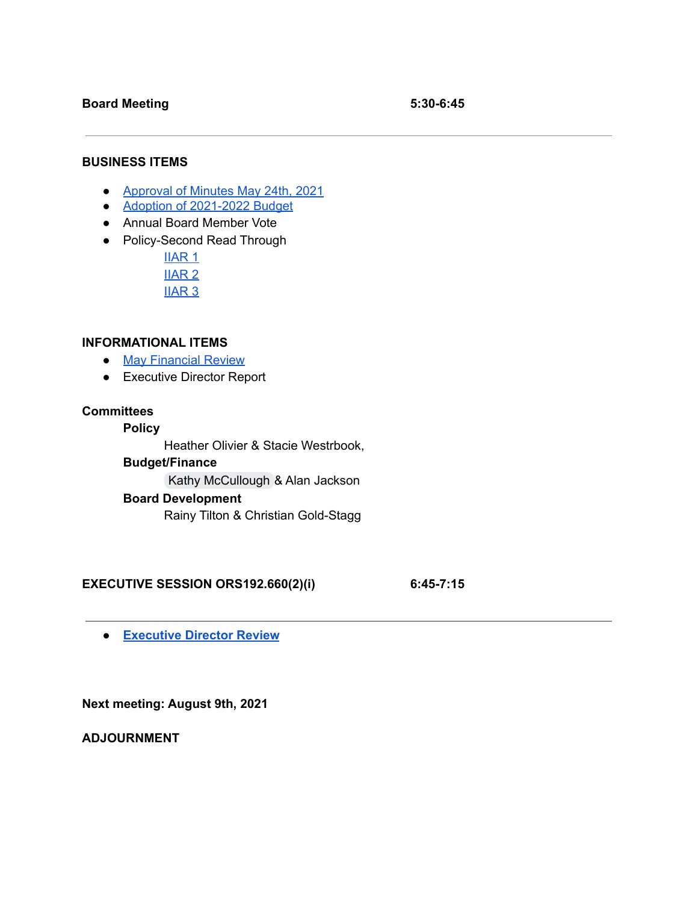**Board Meeting** **5:30-6:45**

---

**BUSINESS ITEMS**

- Approval of Minutes May 24th, 2021
- Adoption of 2021-2022 Budget
- Annual Board Member Vote
- Policy-Second Read Through
  - IIAR 1
  - IIAR 2
  - IIAR 3

**INFORMATIONAL ITEMS**

- May Financial Review
- Executive Director Report

**Committees**

**Policy**

Heather Olivier & Stacie Westrbook,

**Budget/Finance**

Kathy McCullough & Alan Jackson

**Board Development**

Rainy Tilton & Christian Gold-Stagg

**EXECUTIVE SESSION ORS192.660(2)(i)** **6:45-7:15**

---

- **Executive Director Review**

**Next meeting: August 9th, 2021**

**ADJOURNMENT**